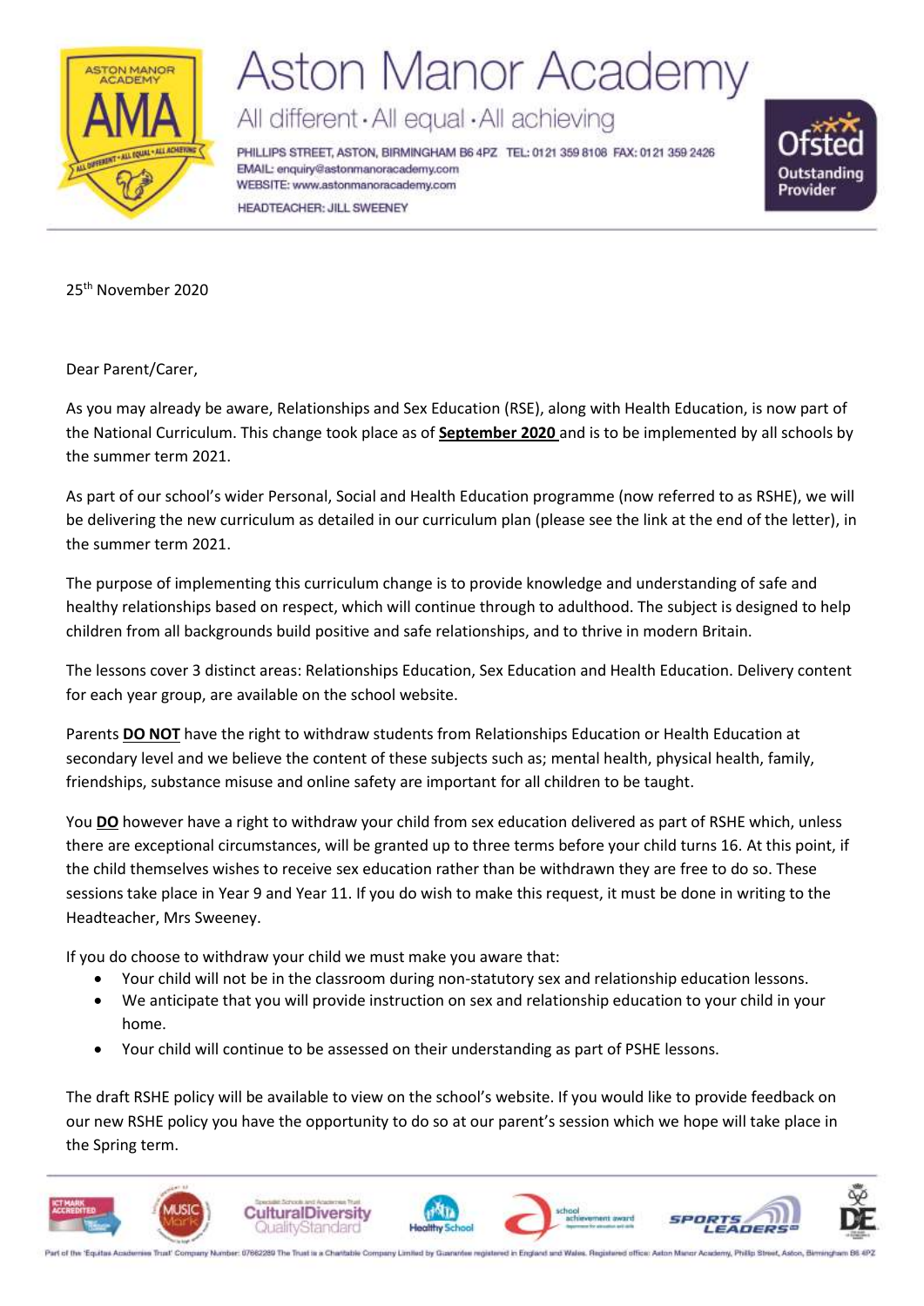# Aston Manor Academy

All different · All equal · All achieving

PHILLIPS STREET, ASTON, BIRMINGHAM B6 4PZ TEL: 0121 359 8108 FAX: 0121 359 2426
EMAIL: enquiry@astonmanoracademy.com
WEBSITE: www.astonmanoracademy.com
HEADTEACHER: JILL SWEENEY

25th November 2020

Dear Parent/Carer,

As you may already be aware, Relationships and Sex Education (RSE), along with Health Education, is now part of the National Curriculum. This change took place as of **September 2020** and is to be implemented by all schools by the summer term 2021.

As part of our school's wider Personal, Social and Health Education programme (now referred to as RSHE), we will be delivering the new curriculum as detailed in our curriculum plan (please see the link at the end of the letter), in the summer term 2021.

The purpose of implementing this curriculum change is to provide knowledge and understanding of safe and healthy relationships based on respect, which will continue through to adulthood. The subject is designed to help children from all backgrounds build positive and safe relationships, and to thrive in modern Britain.

The lessons cover 3 distinct areas: Relationships Education, Sex Education and Health Education. Delivery content for each year group, are available on the school website.

Parents **DO NOT** have the right to withdraw students from Relationships Education or Health Education at secondary level and we believe the content of these subjects such as; mental health, physical health, family, friendships, substance misuse and online safety are important for all children to be taught.

You **DO** however have a right to withdraw your child from sex education delivered as part of RSHE which, unless there are exceptional circumstances, will be granted up to three terms before your child turns 16. At this point, if the child themselves wishes to receive sex education rather than be withdrawn they are free to do so. These sessions take place in Year 9 and Year 11. If you do wish to make this request, it must be done in writing to the Headteacher, Mrs Sweeney.

If you do choose to withdraw your child we must make you aware that:

- Your child will not be in the classroom during non-statutory sex and relationship education lessons.
- We anticipate that you will provide instruction on sex and relationship education to your child in your home.
- Your child will continue to be assessed on their understanding as part of PSHE lessons.

The draft RSHE policy will be available to view on the school's website. If you would like to provide feedback on our new RSHE policy you have the opportunity to do so at our parent's session which we hope will take place in the Spring term.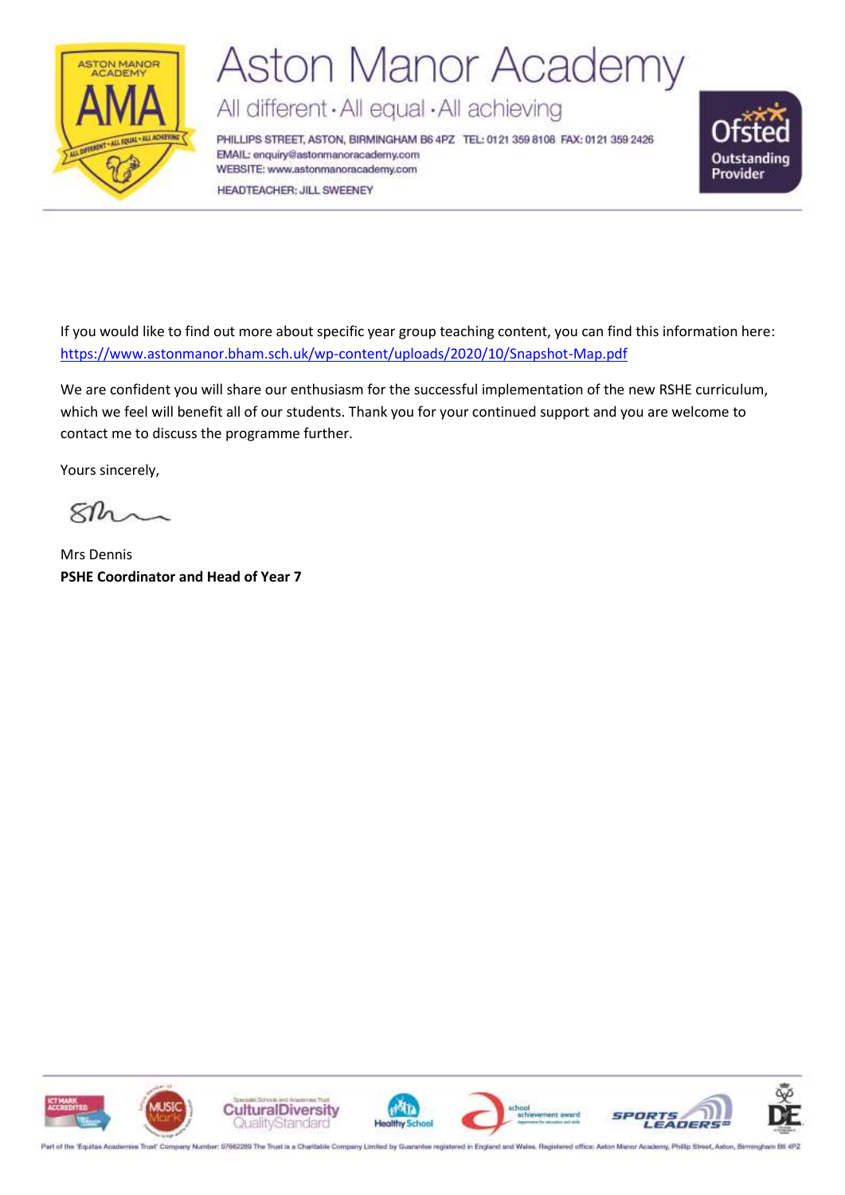If you would like to find out more about specific year group teaching content, you can find this information here: https://www.astonmanor.bham.sch.uk/wp-content/uploads/2020/10/Snapshot-Map.pdf

We are confident you will share our enthusiasm for the successful implementation of the new RSHE curriculum, which we feel will benefit all of our students. Thank you for your continued support and you are welcome to contact me to discuss the programme further.

Yours sincerely,

Mrs Dennis
**PSHE Coordinator and Head of Year 7**